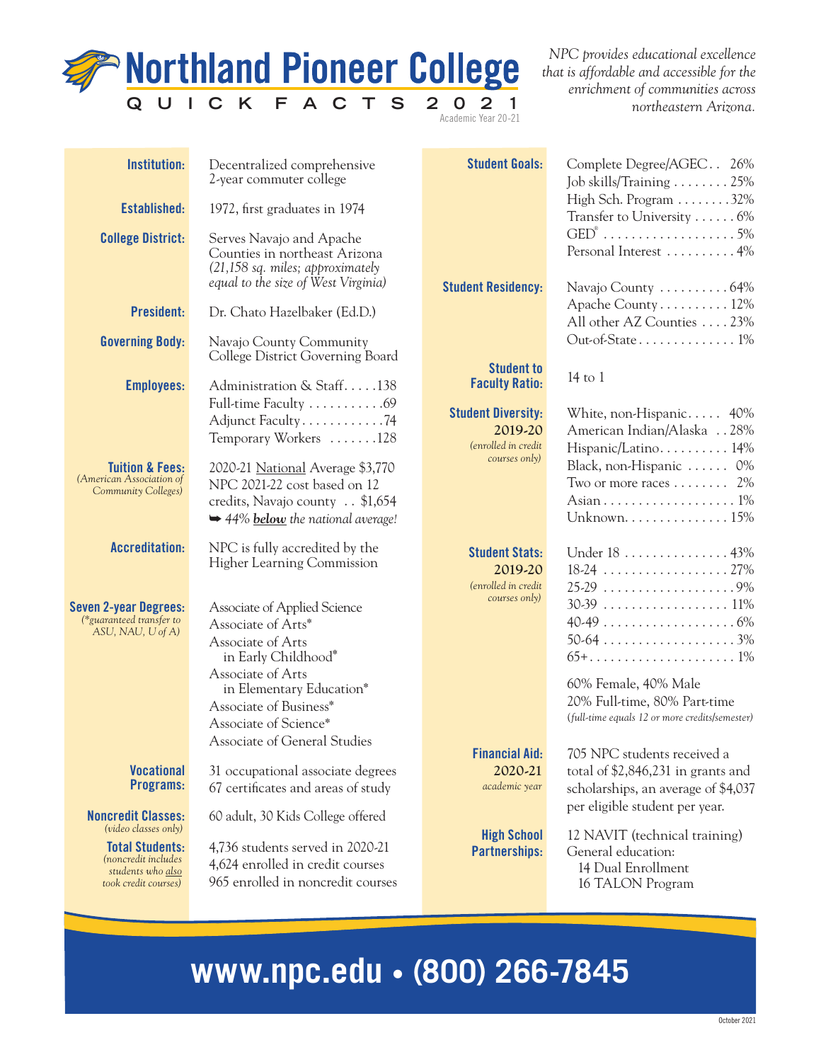# Northland Pioneer College

## QUICK FACTS 2021

Academic Year 20-21

*NPC provides educational excellence that is affordable and accessible for the enrichment of communities across northeastern Arizona.*

**Institution:** Decentralized comprehensive 2-year commuter college

**Established:** 1972, first graduates in 1974

**College District:** Serves Navajo and Apache Counties in northeast Arizona *(21,158 sq. miles; approximately equal to the size of West Virginia)*

**President:** Dr. Chato Hazelbaker (Ed.D.)

**Governing Body:** Navajo County Community College District Governing Board

**Employees:**
- Administration & Staff . . . . . 138
- Full-time Faculty . . . . . . . . . . . 69
- Adjunct Faculty . . . . . . . . . . . . 74
- Temporary Workers . . . . . . . 128

**Tuition & Fees:** *(American Association of Community Colleges)*
2020-21 National Average $3,770
NPC 2021-22 cost based on 12 credits, Navajo county . . $1,654
➡ *44% **below** the national average!*

**Accreditation:** NPC is fully accredited by the Higher Learning Commission

**Seven 2-year Degrees:** *(*guaranteed transfer to ASU, NAU, U of A)*
- Associate of Applied Science
- Associate of Arts*
- Associate of Arts in Early Childhood*
- Associate of Arts in Elementary Education*
- Associate of Business*
- Associate of Science*
- Associate of General Studies

**Vocational Programs:** 31 occupational associate degrees; 67 certificates and areas of study

**Noncredit Classes:** *(video classes only)* 60 adult, 30 Kids College offered

**Total Students:** *(noncredit includes students who also took credit courses)*
- 4,736 students served in 2020-21
- 4,624 enrolled in credit courses
- 965 enrolled in noncredit courses

**Student Goals:**
- Complete Degree/AGEC . . 26%
- Job skills/Training . . . . . . . . 25%
- High Sch. Program . . . . . . . . 32%
- Transfer to University . . . . . . 6%
- GED® . . . . . . . . . . . . . . . . . . . 5%
- Personal Interest . . . . . . . . . . 4%

**Student Residency:**
- Navajo County . . . . . . . . . . 64%
- Apache County . . . . . . . . . . 12%
- All other AZ Counties . . . . 23%
- Out-of-State . . . . . . . . . . . . . . 1%

**Student to Faculty Ratio:** 14 to 1

**Student Diversity: 2019-20** *(enrolled in credit courses only)*
- White, non-Hispanic . . . . . 40%
- American Indian/Alaska . . 28%
- Hispanic/Latino . . . . . . . . . . 14%
- Black, non-Hispanic . . . . . . 0%
- Two or more races . . . . . . . . 2%
- Asian . . . . . . . . . . . . . . . . . . . 1%
- Unknown . . . . . . . . . . . . . . . 15%

**Student Stats: 2019-20** *(enrolled in credit courses only)*
- Under 18 . . . . . . . . . . . . . . . 43%
- 18-24 . . . . . . . . . . . . . . . . . . 27%
- 25-29 . . . . . . . . . . . . . . . . . . . 9%
- 30-39 . . . . . . . . . . . . . . . . . . 11%
- 40-49 . . . . . . . . . . . . . . . . . . . 6%
- 50-64 . . . . . . . . . . . . . . . . . . . 3%
- 65+ . . . . . . . . . . . . . . . . . . . . 1%

60% Female, 40% Male
20% Full-time, 80% Part-time
*(full-time equals 12 or more credits/semester)*

**Financial Aid: 2020-21** *academic year*
705 NPC students received a total of $2,846,231 in grants and scholarships, an average of $4,037 per eligible student per year.

**High School Partnerships:**
12 NAVIT (technical training)
General education:
- 14 Dual Enrollment
- 16 TALON Program

**www.npc.edu • (800) 266-7845**

October 2021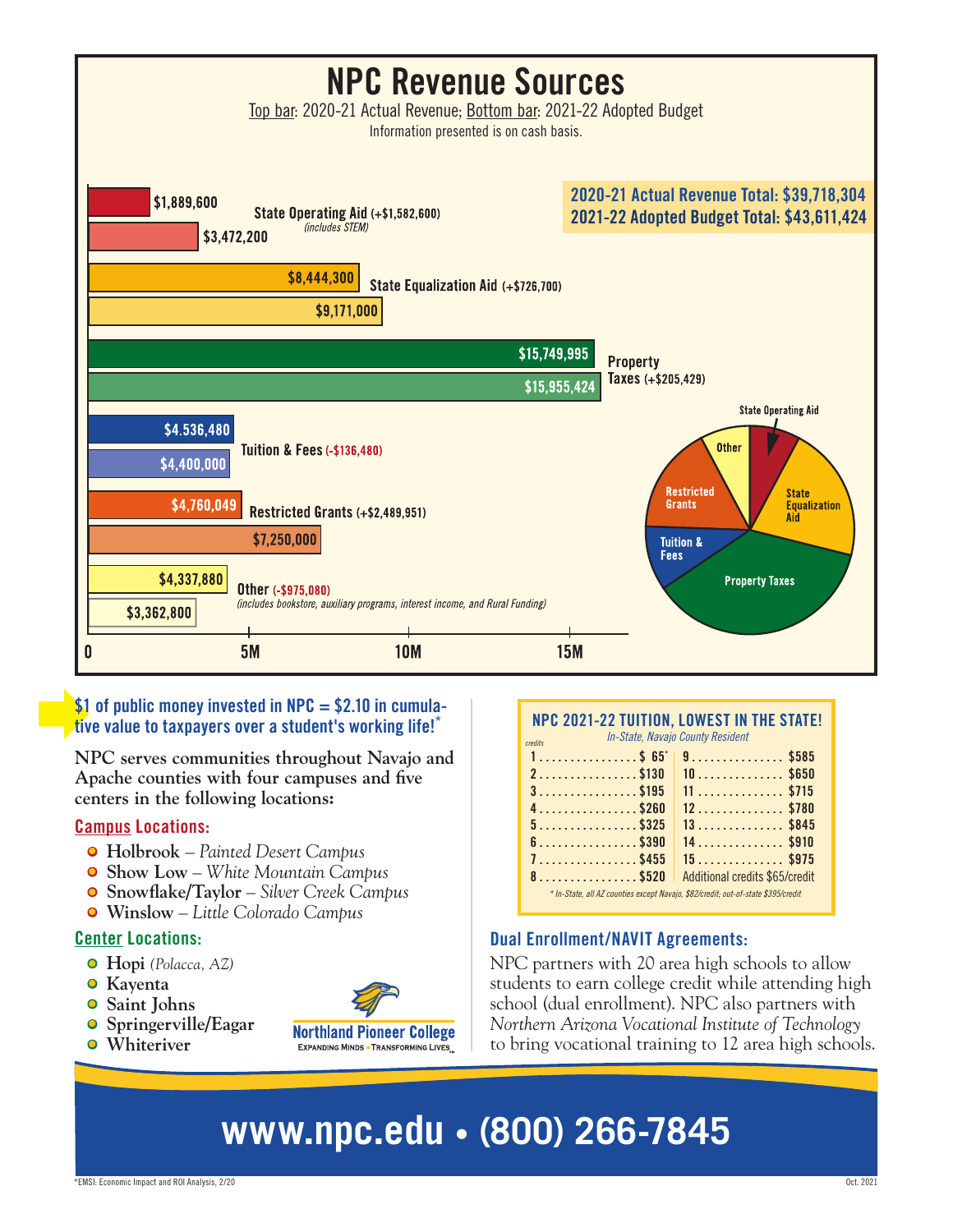# NPC Revenue Sources

Top bar: 2020-21 Actual Revenue; Bottom bar: 2021-22 Adopted Budget

Information presented is on cash basis.

**2020-21 Actual Revenue Total: $39,718,304**

**2021-22 Adopted Budget Total: $43,611,424**

$1,889,600

State Operating Aid (+$1,582,600) *(includes STEM)*

$3,472,200

$8,444,300

State Equalization Aid (+$726,700)

$9,171,000

$15,749,995

Property Taxes (+$205,429)

$15,955,424

$4.536,480

Tuition & Fees (-$136,480)

$4,400,000

$4,760,049

Restricted Grants (+$2,489,951)

$7,250,000

$4,337,880

Other (-$975,080) *(includes bookstore, auxiliary programs, interest income, and Rural Funding)*

$3,362,800

0 5M 10M 15M

State Operating Aid

Other

Restricted Grants

State Equalization Aid

Tuition & Fees

Property Taxes

**$1 of public money invested in NPC = $2.10 in cumulative value to taxpayers over a student's working life!***

**NPC serves communities throughout Navajo and Apache counties with four campuses and five centers in the following locations:**

## Campus Locations:

- **Holbrook** – *Painted Desert Campus*
- **Show Low** – *White Mountain Campus*
- **Snowflake/Taylor** – *Silver Creek Campus*
- **Winslow** – *Little Colorado Campus*

## Center Locations:

- **Hopi** *(Polacca, AZ)*
- **Kayenta**
- **Saint Johns**
- **Springerville/Eagar**
- **Whiteriver**

Northland Pioneer College

EXPANDING MINDS • TRANSFORMING LIVES

## NPC 2021-22 TUITION, LOWEST IN THE STATE!

*In-State, Navajo County Resident*

| credits | | credits | |
|---|---|---|---|
| 1 | $ 65* | 9 | $585 |
| 2 | $130 | 10 | $650 |
| 3 | $195 | 11 | $715 |
| 4 | $260 | 12 | $780 |
| 5 | $325 | 13 | $845 |
| 6 | $390 | 14 | $910 |
| 7 | $455 | 15 | $975 |
| 8 | $520 | Additional credits $65/credit | |

\* In-State, all AZ counties except Navajo, $82/credit; out-of-state $395/credit

## Dual Enrollment/NAVIT Agreements:

NPC partners with 20 area high schools to allow students to earn college credit while attending high school (dual enrollment). NPC also partners with *Northern Arizona Vocational Institute of Technology* to bring vocational training to 12 area high schools.

**www.npc.edu • (800) 266-7845**

*EMSI: Economic Impact and ROI Analysis, 2/20

Oct. 2021